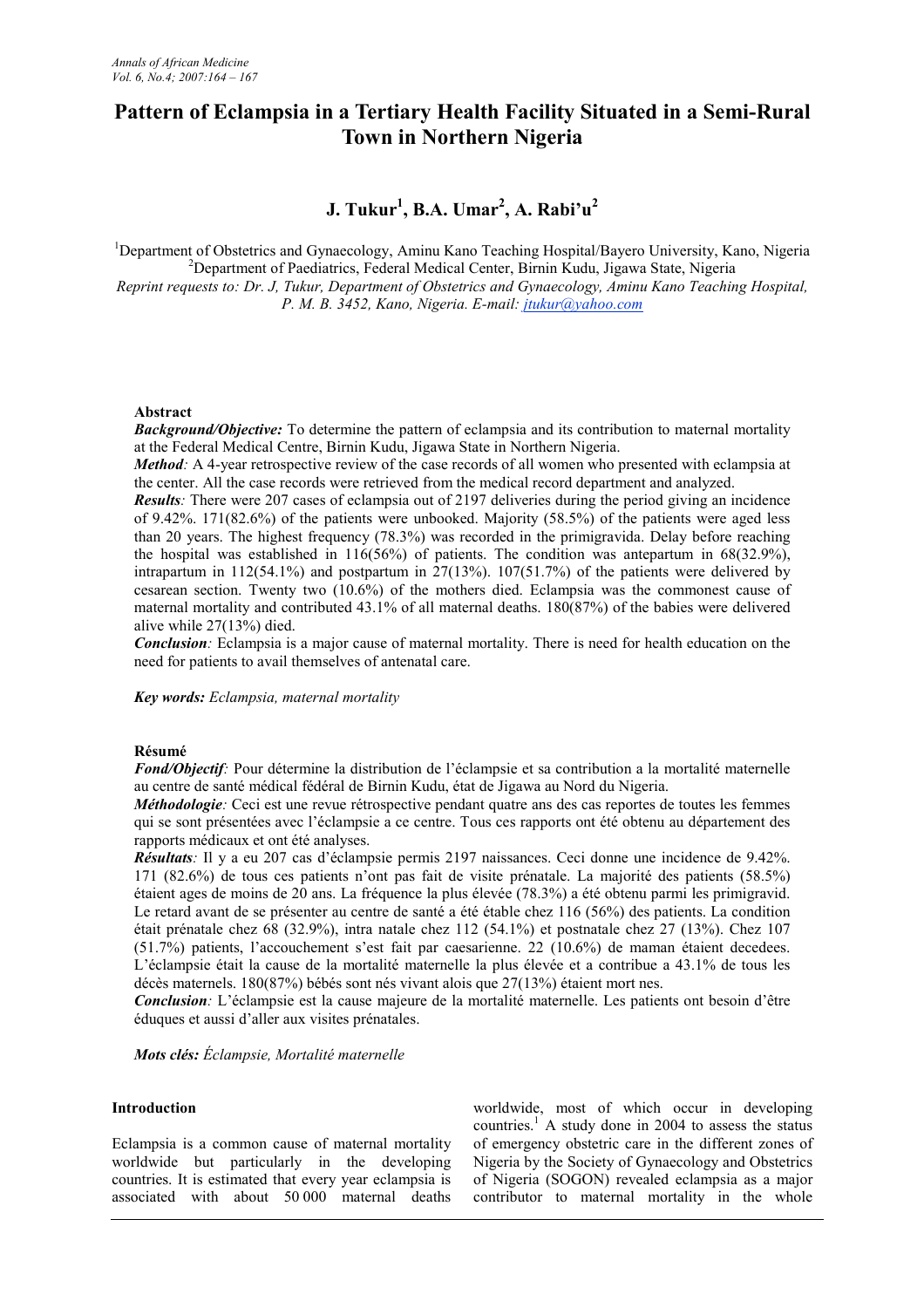# Pattern of Eclampsia in a Tertiary Health Facility Situated in a Semi-Rural Town in Northern Nigeria

**J. Tukur[1], B.A. Umar[2], A. Rabi'u[2]**

[1]Department of Obstetrics and Gynaecology, Aminu Kano Teaching Hospital/Bayero University, Kano, Nigeria
[2]Department of Paediatrics, Federal Medical Center, Birnin Kudu, Jigawa State, Nigeria
*Reprint requests to: Dr. J, Tukur, Department of Obstetrics and Gynaecology, Aminu Kano Teaching Hospital, P. M. B. 3452, Kano, Nigeria. E-mail: jtukur@yahoo.com*

### Abstract

***Background/Objective:*** To determine the pattern of eclampsia and its contribution to maternal mortality at the Federal Medical Centre, Birnin Kudu, Jigawa State in Northern Nigeria.

***Method:*** A 4-year retrospective review of the case records of all women who presented with eclampsia at the center. All the case records were retrieved from the medical record department and analyzed.

***Results:*** There were 207 cases of eclampsia out of 2197 deliveries during the period giving an incidence of 9.42%. 171(82.6%) of the patients were unbooked. Majority (58.5%) of the patients were aged less than 20 years. The highest frequency (78.3%) was recorded in the primigravida. Delay before reaching the hospital was established in 116(56%) of patients. The condition was antepartum in 68(32.9%), intrapartum in 112(54.1%) and postpartum in 27(13%). 107(51.7%) of the patients were delivered by cesarean section. Twenty two (10.6%) of the mothers died. Eclampsia was the commonest cause of maternal mortality and contributed 43.1% of all maternal deaths. 180(87%) of the babies were delivered alive while 27(13%) died.

***Conclusion:*** Eclampsia is a major cause of maternal mortality. There is need for health education on the need for patients to avail themselves of antenatal care.

***Key words:*** *Eclampsia, maternal mortality*

### Résumé

***Fond/Objectif:*** Pour détermine la distribution de l'éclampsie et sa contribution a la mortalité maternelle au centre de santé médical fédéral de Birnin Kudu, état de Jigawa au Nord du Nigeria.

***Méthodologie:*** Ceci est une revue rétrospective pendant quatre ans des cas reportes de toutes les femmes qui se sont présentées avec l'éclampsie a ce centre. Tous ces rapports ont été obtenu au département des rapports médicaux et ont été analyses.

***Résultats:*** Il y a eu 207 cas d'éclampsie permis 2197 naissances. Ceci donne une incidence de 9.42%. 171 (82.6%) de tous ces patients n'ont pas fait de visite prénatale. La majorité des patients (58.5%) étaient ages de moins de 20 ans. La fréquence la plus élevée (78.3%) a été obtenu parmi les primigravid. Le retard avant de se présenter au centre de santé a été étable chez 116 (56%) des patients. La condition était prénatale chez 68 (32.9%), intra natale chez 112 (54.1%) et postnatale chez 27 (13%). Chez 107 (51.7%) patients, l'accouchement s'est fait par caesarienne. 22 (10.6%) de maman étaient decedees. L'éclampsie était la cause de la mortalité maternelle la plus élevée et a contribue a 43.1% de tous les décès maternels. 180(87%) bébés sont nés vivant alois que 27(13%) étaient mort nes.

***Conclusion:*** L'éclampsie est la cause majeure de la mortalité maternelle. Les patients ont besoin d'être éduques et aussi d'aller aux visites prénatales.

***Mots clés:*** *Éclampsie, Mortalité maternelle*

### Introduction

Eclampsia is a common cause of maternal mortality worldwide but particularly in the developing countries. It is estimated that every year eclampsia is associated with about 50 000 maternal deaths worldwide, most of which occur in developing countries.[1] A study done in 2004 to assess the status of emergency obstetric care in the different zones of Nigeria by the Society of Gynaecology and Obstetrics of Nigeria (SOGON) revealed eclampsia as a major contributor to maternal mortality in the whole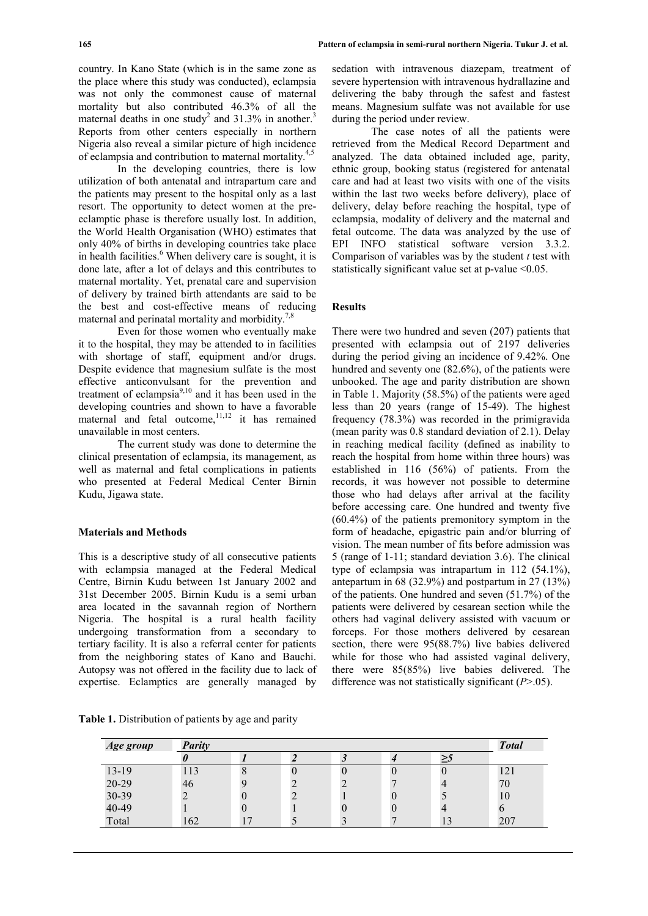country. In Kano State (which is in the same zone as the place where this study was conducted), eclampsia was not only the commonest cause of maternal mortality but also contributed 46.3% of all the maternal deaths in one study[2] and 31.3% in another.[3] Reports from other centers especially in northern Nigeria also reveal a similar picture of high incidence of eclampsia and contribution to maternal mortality.[4,5]

In the developing countries, there is low utilization of both antenatal and intrapartum care and the patients may present to the hospital only as a last resort. The opportunity to detect women at the pre-eclamptic phase is therefore usually lost. In addition, the World Health Organisation (WHO) estimates that only 40% of births in developing countries take place in health facilities.[6] When delivery care is sought, it is done late, after a lot of delays and this contributes to maternal mortality. Yet, prenatal care and supervision of delivery by trained birth attendants are said to be the best and cost-effective means of reducing maternal and perinatal mortality and morbidity.[7,8]

Even for those women who eventually make it to the hospital, they may be attended to in facilities with shortage of staff, equipment and/or drugs. Despite evidence that magnesium sulfate is the most effective anticonvulsant for the prevention and treatment of eclampsia[9,10] and it has been used in the developing countries and shown to have a favorable maternal and fetal outcome,[11,12] it has remained unavailable in most centers.

The current study was done to determine the clinical presentation of eclampsia, its management, as well as maternal and fetal complications in patients who presented at Federal Medical Center Birnin Kudu, Jigawa state.

## Materials and Methods

This is a descriptive study of all consecutive patients with eclampsia managed at the Federal Medical Centre, Birnin Kudu between 1st January 2002 and 31st December 2005. Birnin Kudu is a semi urban area located in the savannah region of Northern Nigeria. The hospital is a rural health facility undergoing transformation from a secondary to tertiary facility. It is also a referral center for patients from the neighboring states of Kano and Bauchi. Autopsy was not offered in the facility due to lack of expertise. Eclamptics are generally managed by sedation with intravenous diazepam, treatment of severe hypertension with intravenous hydrallazine and delivering the baby through the safest and fastest means. Magnesium sulfate was not available for use during the period under review.

The case notes of all the patients were retrieved from the Medical Record Department and analyzed. The data obtained included age, parity, ethnic group, booking status (registered for antenatal care and had at least two visits with one of the visits within the last two weeks before delivery), place of delivery, delay before reaching the hospital, type of eclampsia, modality of delivery and the maternal and fetal outcome. The data was analyzed by the use of EPI INFO statistical software version 3.3.2. Comparison of variables was by the student *t* test with statistically significant value set at p-value <0.05.

## Results

There were two hundred and seven (207) patients that presented with eclampsia out of 2197 deliveries during the period giving an incidence of 9.42%. One hundred and seventy one (82.6%), of the patients were unbooked. The age and parity distribution are shown in Table 1. Majority (58.5%) of the patients were aged less than 20 years (range of 15-49). The highest frequency (78.3%) was recorded in the primigravida (mean parity was 0.8 standard deviation of 2.1). Delay in reaching medical facility (defined as inability to reach the hospital from home within three hours) was established in 116 (56%) of patients. From the records, it was however not possible to determine those who had delays after arrival at the facility before accessing care. One hundred and twenty five (60.4%) of the patients premonitory symptom in the form of headache, epigastric pain and/or blurring of vision. The mean number of fits before admission was 5 (range of 1-11; standard deviation 3.6). The clinical type of eclampsia was intrapartum in 112 (54.1%), antepartum in 68 (32.9%) and postpartum in 27 (13%) of the patients. One hundred and seven (51.7%) of the patients were delivered by cesarean section while the others had vaginal delivery assisted with vacuum or forceps. For those mothers delivered by cesarean section, there were 95(88.7%) live babies delivered while for those who had assisted vaginal delivery, there were 85(85%) live babies delivered. The difference was not statistically significant (*P*>.05).

**Table 1.** Distribution of patients by age and parity

| *Age group* | *Parity* | | | | | | *Total* |
|---|---|---|---|---|---|---|---|
| | *0* | *1* | *2* | *3* | *4* | *≥5* | |
| 13-19 | 113 | 8 | 0 | 0 | 0 | 0 | 121 |
| 20-29 | 46 | 9 | 2 | 2 | 7 | 4 | 70 |
| 30-39 | 2 | 0 | 2 | 1 | 0 | 5 | 10 |
| 40-49 | 1 | 0 | 1 | 0 | 0 | 4 | 6 |
| Total | 162 | 17 | 5 | 3 | 7 | 13 | 207 |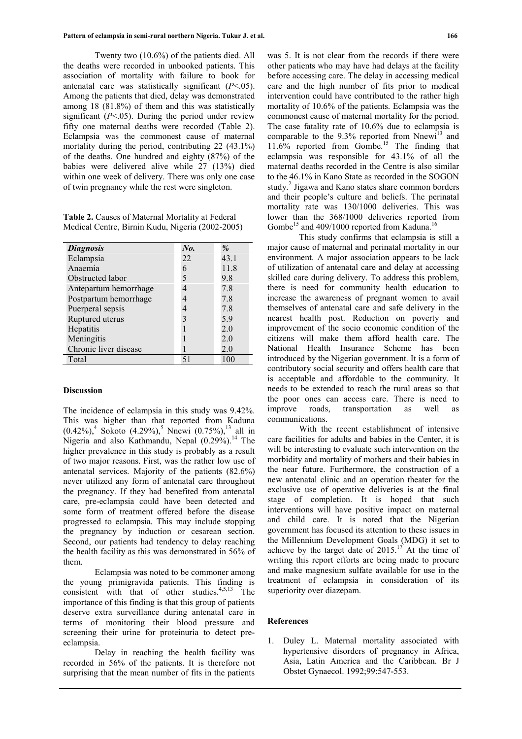Twenty two (10.6%) of the patients died. All the deaths were recorded in unbooked patients. This association of mortality with failure to book for antenatal care was statistically significant ($P<.05$). Among the patients that died, delay was demonstrated among 18 (81.8%) of them and this was statistically significant ($P<.05$). During the period under review fifty one maternal deaths were recorded (Table 2). Eclampsia was the commonest cause of maternal mortality during the period, contributing 22 (43.1%) of the deaths. One hundred and eighty (87%) of the babies were delivered alive while 27 (13%) died within one week of delivery. There was only one case of twin pregnancy while the rest were singleton.

**Table 2.** Causes of Maternal Mortality at Federal Medical Centre, Birnin Kudu, Nigeria (2002-2005)

| *Diagnosis* | *No.* | *%* |
|---|---|---|
| Eclampsia | 22 | 43.1 |
| Anaemia | 6 | 11.8 |
| Obstructed labor | 5 | 9.8 |
| Antepartum hemorrhage | 4 | 7.8 |
| Postpartum hemorrhage | 4 | 7.8 |
| Puerperal sepsis | 4 | 7.8 |
| Ruptured uterus | 3 | 5.9 |
| Hepatitis | 1 | 2.0 |
| Meningitis | 1 | 2.0 |
| Chronic liver disease | 1 | 2.0 |
| Total | 51 | 100 |

## Discussion

The incidence of eclampsia in this study was 9.42%. This was higher than that reported from Kaduna (0.42%),[4] Sokoto (4.29%),[5] Nnewi (0.75%),[13] all in Nigeria and also Kathmandu, Nepal (0.29%).[14] The higher prevalence in this study is probably as a result of two major reasons. First, was the rather low use of antenatal services. Majority of the patients (82.6%) never utilized any form of antenatal care throughout the pregnancy. If they had benefited from antenatal care, pre-eclampsia could have been detected and some form of treatment offered before the disease progressed to eclampsia. This may include stopping the pregnancy by induction or cesarean section. Second, our patients had tendency to delay reaching the health facility as this was demonstrated in 56% of them.

Eclampsia was noted to be commoner among the young primigravida patients. This finding is consistent with that of other studies.[4,5,13] The importance of this finding is that this group of patients deserve extra surveillance during antenatal care in terms of monitoring their blood pressure and screening their urine for proteinuria to detect pre-eclampsia.

Delay in reaching the health facility was recorded in 56% of the patients. It is therefore not surprising that the mean number of fits in the patients was 5. It is not clear from the records if there were other patients who may have had delays at the facility before accessing care. The delay in accessing medical care and the high number of fits prior to medical intervention could have contributed to the rather high mortality of 10.6% of the patients. Eclampsia was the commonest cause of maternal mortality for the period. The case fatality rate of 10.6% due to eclampsia is comparable to the 9.3% reported from Nnewi[13] and 11.6% reported from Gombe.[15] The finding that eclampsia was responsible for 43.1% of all the maternal deaths recorded in the Centre is also similar to the 46.1% in Kano State as recorded in the SOGON study.[2] Jigawa and Kano states share common borders and their people's culture and beliefs. The perinatal mortality rate was 130/1000 deliveries. This was lower than the 368/1000 deliveries reported from Gombe[15] and 409/1000 reported from Kaduna.[16]

This study confirms that eclampsia is still a major cause of maternal and perinatal mortality in our environment. A major association appears to be lack of utilization of antenatal care and delay at accessing skilled care during delivery. To address this problem, there is need for community health education to increase the awareness of pregnant women to avail themselves of antenatal care and safe delivery in the nearest health post. Reduction on poverty and improvement of the socio economic condition of the citizens will make them afford health care. The National Health Insurance Scheme has been introduced by the Nigerian government. It is a form of contributory social security and offers health care that is acceptable and affordable to the community. It needs to be extended to reach the rural areas so that the poor ones can access care. There is need to improve roads, transportation as well as communications.

With the recent establishment of intensive care facilities for adults and babies in the Center, it is will be interesting to evaluate such intervention on the morbidity and mortality of mothers and their babies in the near future. Furthermore, the construction of a new antenatal clinic and an operation theater for the exclusive use of operative deliveries is at the final stage of completion. It is hoped that such interventions will have positive impact on maternal and child care. It is noted that the Nigerian government has focused its attention to these issues in the Millennium Development Goals (MDG) it set to achieve by the target date of 2015.[17] At the time of writing this report efforts are being made to procure and make magnesium sulfate available for use in the treatment of eclampsia in consideration of its superiority over diazepam.

## References

1. Duley L. Maternal mortality associated with hypertensive disorders of pregnancy in Africa, Asia, Latin America and the Caribbean. Br J Obstet Gynaecol. 1992;99:547-553.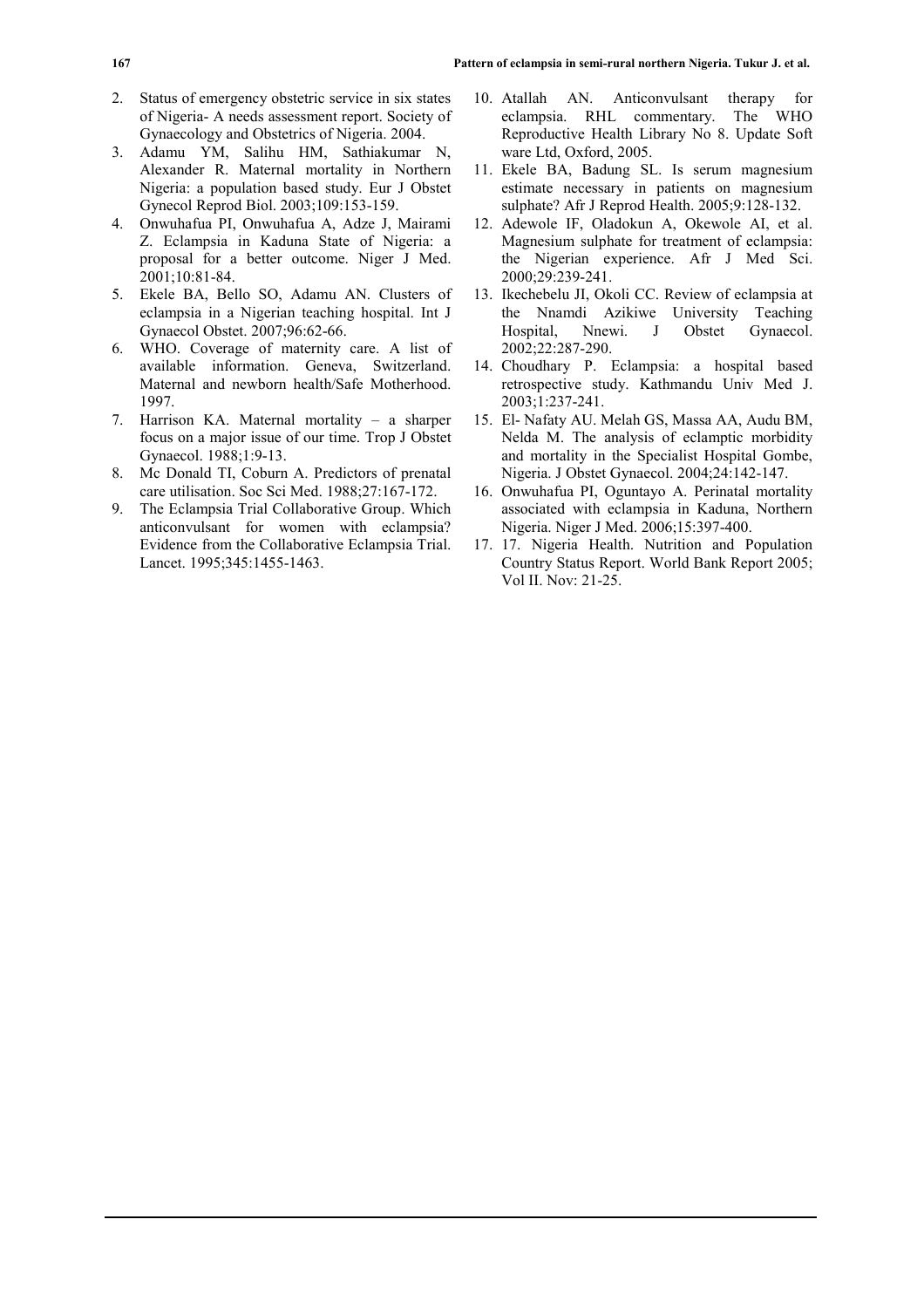2. Status of emergency obstetric service in six states of Nigeria- A needs assessment report. Society of Gynaecology and Obstetrics of Nigeria. 2004.
3. Adamu YM, Salihu HM, Sathiakumar N, Alexander R. Maternal mortality in Northern Nigeria: a population based study. Eur J Obstet Gynecol Reprod Biol. 2003;109:153-159.
4. Onwuhafua PI, Onwuhafua A, Adze J, Mairami Z. Eclampsia in Kaduna State of Nigeria: a proposal for a better outcome. Niger J Med. 2001;10:81-84.
5. Ekele BA, Bello SO, Adamu AN. Clusters of eclampsia in a Nigerian teaching hospital. Int J Gynaecol Obstet. 2007;96:62-66.
6. WHO. Coverage of maternity care. A list of available information. Geneva, Switzerland. Maternal and newborn health/Safe Motherhood. 1997.
7. Harrison KA. Maternal mortality – a sharper focus on a major issue of our time. Trop J Obstet Gynaecol. 1988;1:9-13.
8. Mc Donald TI, Coburn A. Predictors of prenatal care utilisation. Soc Sci Med. 1988;27:167-172.
9. The Eclampsia Trial Collaborative Group. Which anticonvulsant for women with eclampsia? Evidence from the Collaborative Eclampsia Trial. Lancet. 1995;345:1455-1463.
10. Atallah AN. Anticonvulsant therapy for eclampsia. RHL commentary. The WHO Reproductive Health Library No 8. Update Soft ware Ltd, Oxford, 2005.
11. Ekele BA, Badung SL. Is serum magnesium estimate necessary in patients on magnesium sulphate? Afr J Reprod Health. 2005;9:128-132.
12. Adewole IF, Oladokun A, Okewole AI, et al. Magnesium sulphate for treatment of eclampsia: the Nigerian experience. Afr J Med Sci. 2000;29:239-241.
13. Ikechebelu JI, Okoli CC. Review of eclampsia at the Nnamdi Azikiwe University Teaching Hospital, Nnewi. J Obstet Gynaecol. 2002;22:287-290.
14. Choudhary P. Eclampsia: a hospital based retrospective study. Kathmandu Univ Med J. 2003;1:237-241.
15. El- Nafaty AU. Melah GS, Massa AA, Audu BM, Nelda M. The analysis of eclamptic morbidity and mortality in the Specialist Hospital Gombe, Nigeria. J Obstet Gynaecol. 2004;24:142-147.
16. Onwuhafua PI, Oguntayo A. Perinatal mortality associated with eclampsia in Kaduna, Northern Nigeria. Niger J Med. 2006;15:397-400.
17. 17. Nigeria Health. Nutrition and Population Country Status Report. World Bank Report 2005; Vol II. Nov: 21-25.